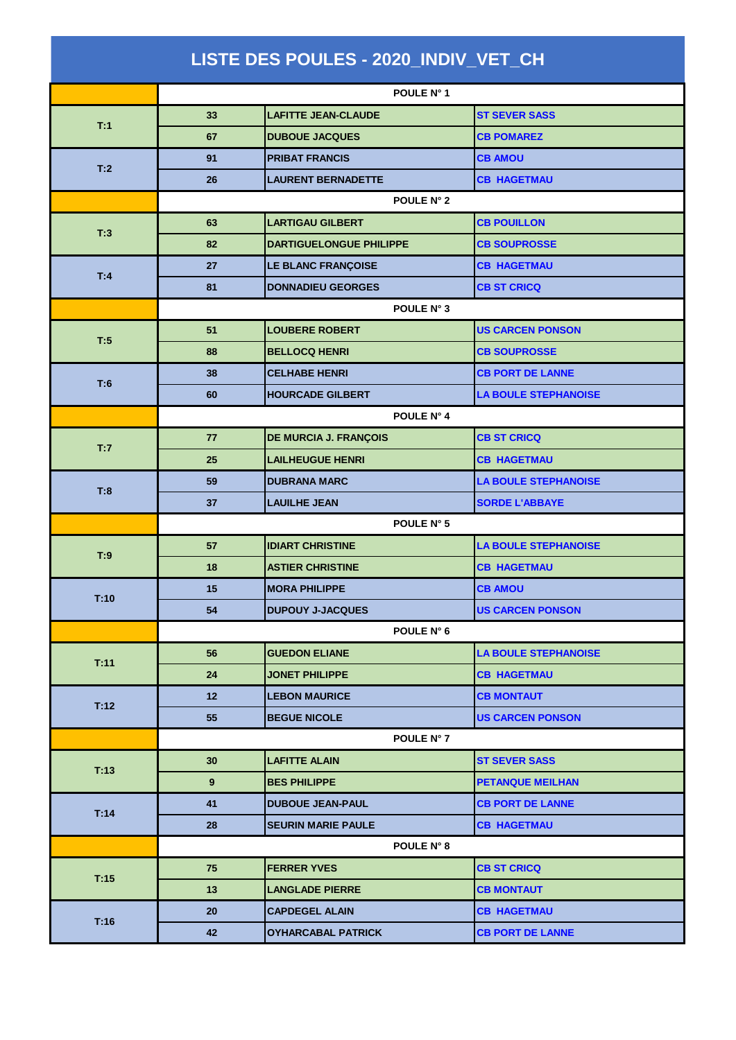# LISTE DES POULES - 2020_INDIV_VET_CH

| | POULE N° 1 | | |
|---|---|---|---|
| T:1 | 33 | LAFITTE JEAN-CLAUDE | ST SEVER SASS |
| | 67 | DUBOUE JACQUES | CB POMAREZ |
| T:2 | 91 | PRIBAT FRANCIS | CB AMOU |
| | 26 | LAURENT BERNADETTE | CB HAGETMAU |
| | POULE N° 2 | | |
| T:3 | 63 | LARTIGAU GILBERT | CB POUILLON |
| | 82 | DARTIGUELONGUE PHILIPPE | CB SOUPROSSE |
| T:4 | 27 | LE BLANC FRANÇOISE | CB HAGETMAU |
| | 81 | DONNADIEU GEORGES | CB ST CRICQ |
| | POULE N° 3 | | |
| T:5 | 51 | LOUBERE ROBERT | US CARCEN PONSON |
| | 88 | BELLOCQ HENRI | CB SOUPROSSE |
| T:6 | 38 | CELHABE HENRI | CB PORT DE LANNE |
| | 60 | HOURCADE GILBERT | LA BOULE STEPHANOISE |
| | POULE N° 4 | | |
| T:7 | 77 | DE MURCIA J. FRANÇOIS | CB ST CRICQ |
| | 25 | LAILHEUGUE HENRI | CB HAGETMAU |
| T:8 | 59 | DUBRANA MARC | LA BOULE STEPHANOISE |
| | 37 | LAUILHE JEAN | SORDE L'ABBAYE |
| | POULE N° 5 | | |
| T:9 | 57 | IDIART CHRISTINE | LA BOULE STEPHANOISE |
| | 18 | ASTIER CHRISTINE | CB HAGETMAU |
| T:10 | 15 | MORA PHILIPPE | CB AMOU |
| | 54 | DUPOUY J-JACQUES | US CARCEN PONSON |
| | POULE N° 6 | | |
| T:11 | 56 | GUEDON ELIANE | LA BOULE STEPHANOISE |
| | 24 | JONET PHILIPPE | CB HAGETMAU |
| T:12 | 12 | LEBON MAURICE | CB MONTAUT |
| | 55 | BEGUE NICOLE | US CARCEN PONSON |
| | POULE N° 7 | | |
| T:13 | 30 | LAFITTE ALAIN | ST SEVER SASS |
| | 9 | BES PHILIPPE | PETANQUE MEILHAN |
| T:14 | 41 | DUBOUE JEAN-PAUL | CB PORT DE LANNE |
| | 28 | SEURIN MARIE PAULE | CB HAGETMAU |
| | POULE N° 8 | | |
| T:15 | 75 | FERRER YVES | CB ST CRICQ |
| | 13 | LANGLADE PIERRE | CB MONTAUT |
| T:16 | 20 | CAPDEGEL ALAIN | CB HAGETMAU |
| | 42 | OYHARCABAL PATRICK | CB PORT DE LANNE |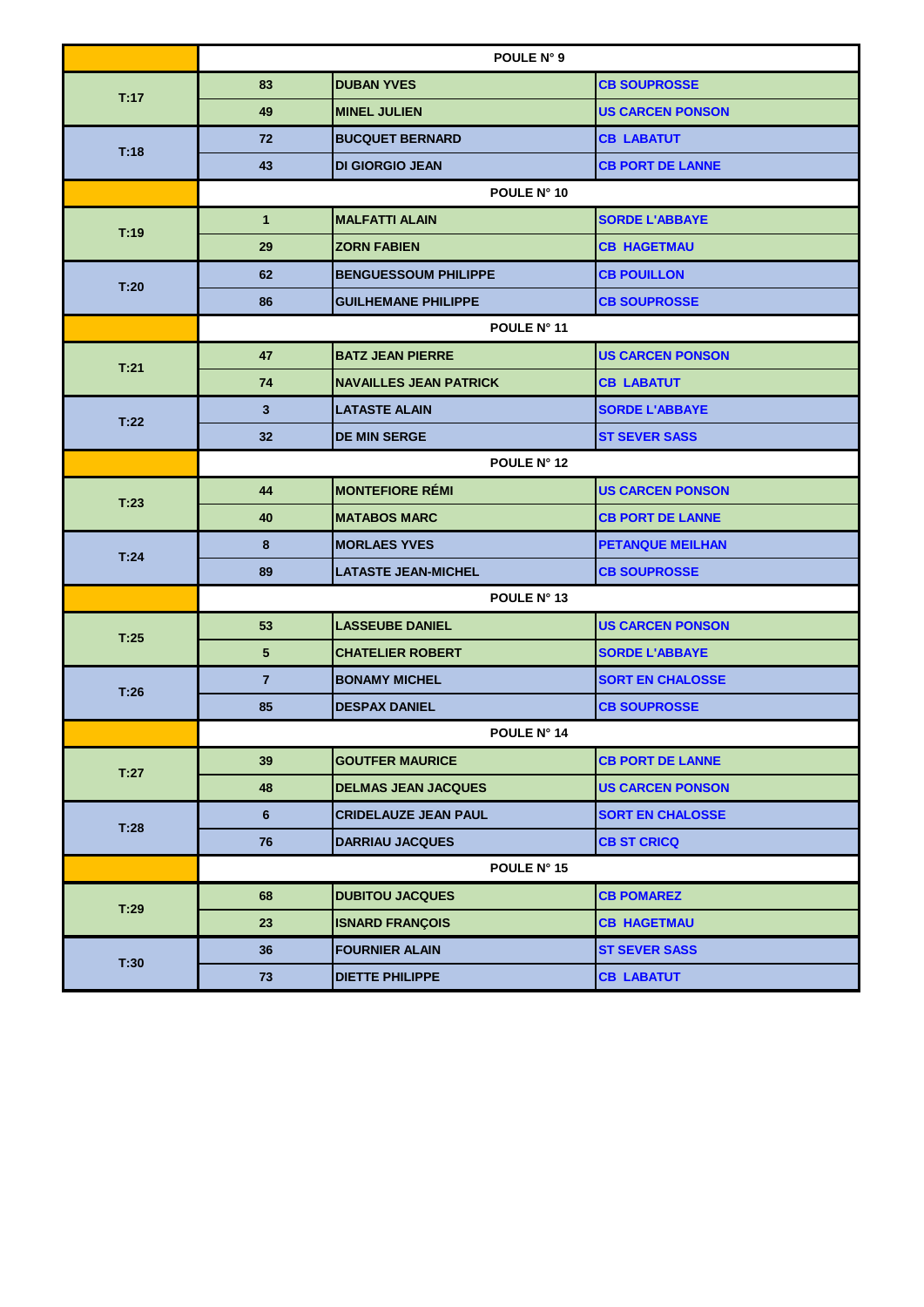| | POULE N° 9 | | |
|---|---|---|---|
| T:17 | 83 | DUBAN YVES | CB SOUPROSSE |
| | 49 | MINEL JULIEN | US CARCEN PONSON |
| T:18 | 72 | BUCQUET BERNARD | CB LABATUT |
| | 43 | DI GIORGIO JEAN | CB PORT DE LANNE |
| | POULE N° 10 | | |
| T:19 | 1 | MALFATTI ALAIN | SORDE L'ABBAYE |
| | 29 | ZORN FABIEN | CB HAGETMAU |
| T:20 | 62 | BENGUESSOUM PHILIPPE | CB POUILLON |
| | 86 | GUILHEMANE PHILIPPE | CB SOUPROSSE |
| | POULE N° 11 | | |
| T:21 | 47 | BATZ JEAN PIERRE | US CARCEN PONSON |
| | 74 | NAVAILLES JEAN PATRICK | CB LABATUT |
| T:22 | 3 | LATASTE ALAIN | SORDE L'ABBAYE |
| | 32 | DE MIN SERGE | ST SEVER SASS |
| | POULE N° 12 | | |
| T:23 | 44 | MONTEFIORE RÉMI | US CARCEN PONSON |
| | 40 | MATABOS MARC | CB PORT DE LANNE |
| T:24 | 8 | MORLAES YVES | PETANQUE MEILHAN |
| | 89 | LATASTE JEAN-MICHEL | CB SOUPROSSE |
| | POULE N° 13 | | |
| T:25 | 53 | LASSEUBE DANIEL | US CARCEN PONSON |
| | 5 | CHATELIER ROBERT | SORDE L'ABBAYE |
| T:26 | 7 | BONAMY MICHEL | SORT EN CHALOSSE |
| | 85 | DESPAX DANIEL | CB SOUPROSSE |
| | POULE N° 14 | | |
| T:27 | 39 | GOUTFER MAURICE | CB PORT DE LANNE |
| | 48 | DELMAS JEAN JACQUES | US CARCEN PONSON |
| T:28 | 6 | CRIDELAUZE JEAN PAUL | SORT EN CHALOSSE |
| | 76 | DARRIAU JACQUES | CB ST CRICQ |
| | POULE N° 15 | | |
| T:29 | 68 | DUBITOU JACQUES | CB POMAREZ |
| | 23 | ISNARD FRANÇOIS | CB HAGETMAU |
| T:30 | 36 | FOURNIER ALAIN | ST SEVER SASS |
| | 73 | DIETTE PHILIPPE | CB LABATUT |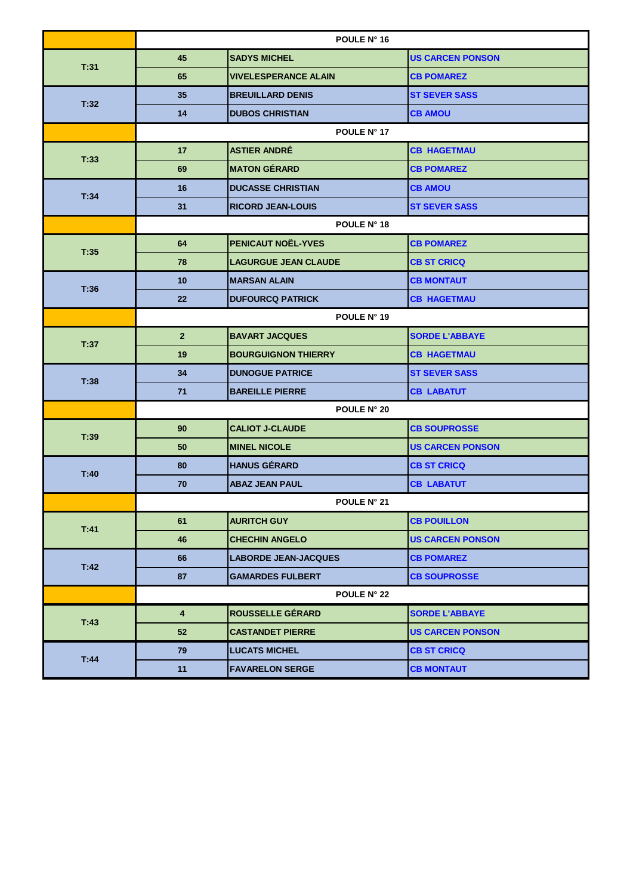| | | | |
|---|---|---|---|
| | POULE N° 16 | | |
| T:31 | 45 | SADYS MICHEL | US CARCEN PONSON |
| | 65 | VIVELESPERANCE ALAIN | CB POMAREZ |
| T:32 | 35 | BREUILLARD DENIS | ST SEVER SASS |
| | 14 | DUBOS CHRISTIAN | CB AMOU |
| | POULE N° 17 | | |
| T:33 | 17 | ASTIER ANDRÉ | CB HAGETMAU |
| | 69 | MATON GÉRARD | CB POMAREZ |
| T:34 | 16 | DUCASSE CHRISTIAN | CB AMOU |
| | 31 | RICORD JEAN-LOUIS | ST SEVER SASS |
| | POULE N° 18 | | |
| T:35 | 64 | PENICAUT NOËL-YVES | CB POMAREZ |
| | 78 | LAGURGUE JEAN CLAUDE | CB ST CRICQ |
| T:36 | 10 | MARSAN ALAIN | CB MONTAUT |
| | 22 | DUFOURCQ PATRICK | CB HAGETMAU |
| | POULE N° 19 | | |
| T:37 | 2 | BAVART JACQUES | SORDE L'ABBAYE |
| | 19 | BOURGUIGNON THIERRY | CB HAGETMAU |
| T:38 | 34 | DUNOGUE PATRICE | ST SEVER SASS |
| | 71 | BAREILLE PIERRE | CB LABATUT |
| | POULE N° 20 | | |
| T:39 | 90 | CALIOT J-CLAUDE | CB SOUPROSSE |
| | 50 | MINEL NICOLE | US CARCEN PONSON |
| T:40 | 80 | HANUS GÉRARD | CB ST CRICQ |
| | 70 | ABAZ JEAN PAUL | CB LABATUT |
| | POULE N° 21 | | |
| T:41 | 61 | AURITCH GUY | CB POUILLON |
| | 46 | CHECHIN ANGELO | US CARCEN PONSON |
| T:42 | 66 | LABORDE JEAN-JACQUES | CB POMAREZ |
| | 87 | GAMARDES FULBERT | CB SOUPROSSE |
| | POULE N° 22 | | |
| T:43 | 4 | ROUSSELLE GÉRARD | SORDE L'ABBAYE |
| | 52 | CASTANDET PIERRE | US CARCEN PONSON |
| T:44 | 79 | LUCATS MICHEL | CB ST CRICQ |
| | 11 | FAVARELON SERGE | CB MONTAUT |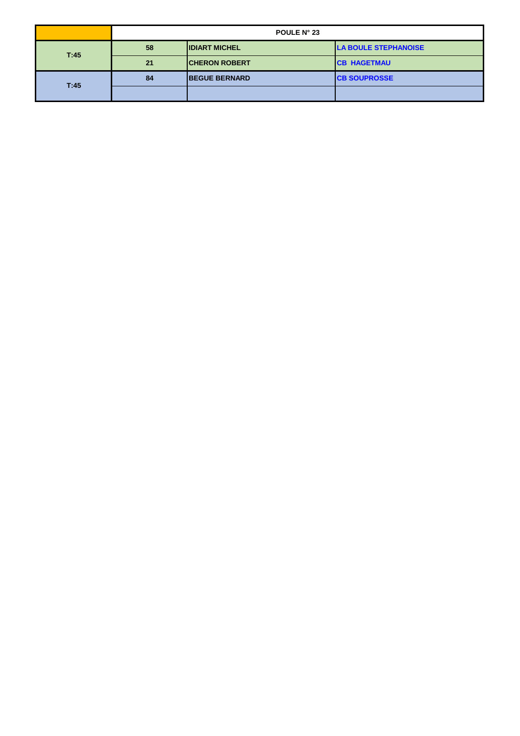| | POULE N° 23 | | |
|---|---|---|---|
| T:45 | 58 | IDIART MICHEL | LA BOULE STEPHANOISE |
| | 21 | CHERON ROBERT | CB HAGETMAU |
| T:45 | 84 | BEGUE BERNARD | CB SOUPROSSE |
| | | | |